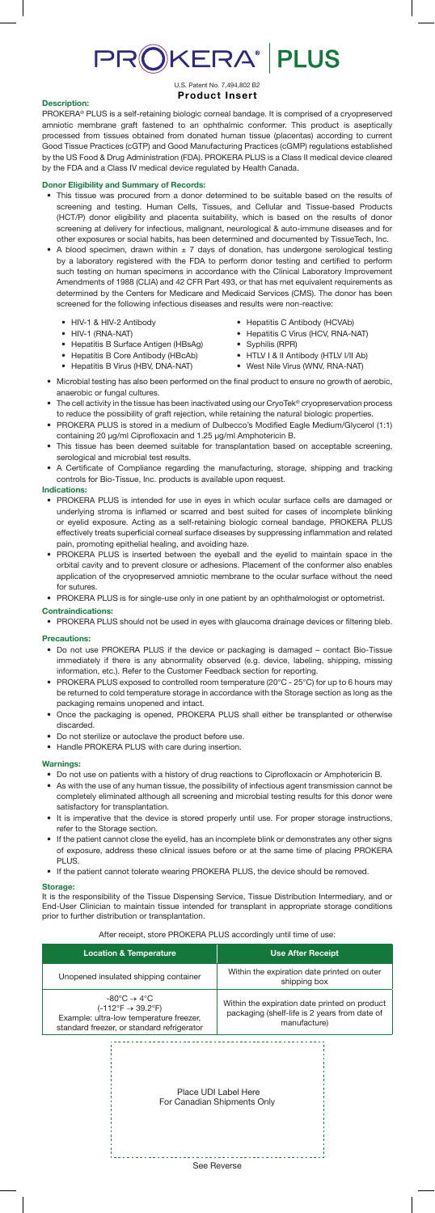# PROKERA® | PLUS

U.S. Patent No. 7,494,802 B2

**Product Insert**

**Description:**

PROKERA® PLUS is a self-retaining biologic corneal bandage. It is comprised of a cryopreserved amniotic membrane graft fastened to an ophthalmic conformer. This product is aseptically processed from tissues obtained from donated human tissue (placentas) according to current Good Tissue Practices (cGTP) and Good Manufacturing Practices (cGMP) regulations established by the US Food & Drug Administration (FDA). PROKERA PLUS is a Class II medical device cleared by the FDA and a Class IV medical device regulated by Health Canada.

**Donor Eligibility and Summary of Records:**

- This tissue was procured from a donor determined to be suitable based on the results of screening and testing. Human Cells, Tissues, and Cellular and Tissue-based Products (HCT/P) donor eligibility and placenta suitability, which is based on the results of donor screening at delivery for infectious, malignant, neurological & auto-immune diseases and for other exposures or social habits, has been determined and documented by TissueTech, Inc.
- A blood specimen, drawn within ± 7 days of donation, has undergone serological testing by a laboratory registered with the FDA to perform donor testing and certified to perform such testing on human specimens in accordance with the Clinical Laboratory Improvement Amendments of 1988 (CLIA) and 42 CFR Part 493, or that has met equivalent requirements as determined by the Centers for Medicare and Medicaid Services (CMS). The donor has been screened for the following infectious diseases and results were non-reactive:
  - HIV-1 & HIV-2 Antibody
  - HIV-1 (RNA-NAT)
  - Hepatitis B Surface Antigen (HBsAg)
  - Hepatitis B Core Antibody (HBcAb)
  - Hepatitis B Virus (HBV, DNA-NAT)
  - Hepatitis C Antibody (HCVAb)
  - Hepatitis C Virus (HCV, RNA-NAT)
  - Syphilis (RPR)
  - HTLV I & II Antibody (HTLV I/II Ab)
  - West Nile Virus (WNV, RNA-NAT)
- Microbial testing has also been performed on the final product to ensure no growth of aerobic, anaerobic or fungal cultures.
- The cell activity in the tissue has been inactivated using our CryoTek® cryopreservation process to reduce the possibility of graft rejection, while retaining the natural biologic properties.
- PROKERA PLUS is stored in a medium of Dulbecco's Modified Eagle Medium/Glycerol (1:1) containing 20 μg/ml Ciprofloxacin and 1.25 μg/ml Amphotericin B.
- This tissue has been deemed suitable for transplantation based on acceptable screening, serological and microbial test results.
- A Certificate of Compliance regarding the manufacturing, storage, shipping and tracking controls for Bio-Tissue, Inc. products is available upon request.

**Indications:**

- PROKERA PLUS is intended for use in eyes in which ocular surface cells are damaged or underlying stroma is inflamed or scarred and best suited for cases of incomplete blinking or eyelid exposure. Acting as a self-retaining biologic corneal bandage, PROKERA PLUS effectively treats superficial corneal surface diseases by suppressing inflammation and related pain, promoting epithelial healing, and avoiding haze.
- PROKERA PLUS is inserted between the eyeball and the eyelid to maintain space in the orbital cavity and to prevent closure or adhesions. Placement of the conformer also enables application of the cryopreserved amniotic membrane to the ocular surface without the need for sutures.
- PROKERA PLUS is for single-use only in one patient by an ophthalmologist or optometrist.

**Contraindications:**

- PROKERA PLUS should not be used in eyes with glaucoma drainage devices or filtering bleb.

**Precautions:**

- Do not use PROKERA PLUS if the device or packaging is damaged – contact Bio-Tissue immediately if there is any abnormality observed (e.g. device, labeling, shipping, missing information, etc.). Refer to the Customer Feedback section for reporting.
- PROKERA PLUS exposed to controlled room temperature (20°C - 25°C) for up to 6 hours may be returned to cold temperature storage in accordance with the Storage section as long as the packaging remains unopened and intact.
- Once the packaging is opened, PROKERA PLUS shall either be transplanted or otherwise discarded.
- Do not sterilize or autoclave the product before use.
- Handle PROKERA PLUS with care during insertion.

**Warnings:**

- Do not use on patients with a history of drug reactions to Ciprofloxacin or Amphotericin B.
- As with the use of any human tissue, the possibility of infectious agent transmission cannot be completely eliminated although all screening and microbial testing results for this donor were satisfactory for transplantation.
- It is imperative that the device is stored properly until use. For proper storage instructions, refer to the Storage section.
- If the patient cannot close the eyelid, has an incomplete blink or demonstrates any other signs of exposure, address these clinical issues before or at the same time of placing PROKERA PLUS.
- If the patient cannot tolerate wearing PROKERA PLUS, the device should be removed.

**Storage:**

It is the responsibility of the Tissue Dispensing Service, Tissue Distribution Intermediary, and or End-User Clinician to maintain tissue intended for transplant in appropriate storage conditions prior to further distribution or transplantation.

After receipt, store PROKERA PLUS accordingly until time of use:

| Location & Temperature | Use After Receipt |
| --- | --- |
| Unopened insulated shipping container | Within the expiration date printed on outer shipping box |
| -80°C → 4°C (-112°F → 39.2°F) Example: ultra-low temperature freezer, standard freezer, or standard refrigerator | Within the expiration date printed on product packaging (shelf-life is 2 years from date of manufacture) |

Place UDI Label Here
For Canadian Shipments Only

See Reverse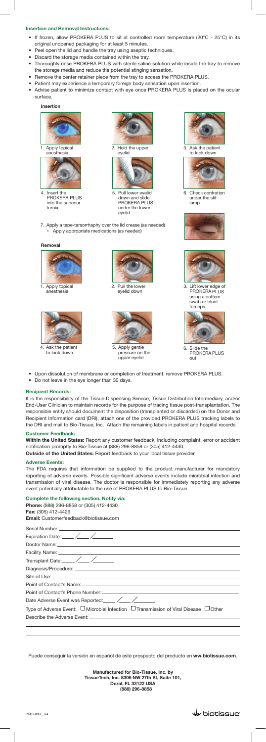### Insertion and Removal Instructions:

- If frozen, allow PROKERA PLUS to sit at controlled room temperature (20°C - 25°C) in its original unopened packaging for at least 5 minutes.
- Peel open the lid and handle the tray using aseptic techniques.
- Discard the storage media contained within the tray.
- Thoroughly rinse PROKERA PLUS with sterile saline solution while inside the tray to remove the storage media and reduce the potential stinging sensation.
- Remove the center retainer piece from the tray to access the PROKERA PLUS.
- Patient may experience a temporary foreign body sensation upon insertion.
- Advise patient to minimize contact with eye once PROKERA PLUS is placed on the ocular surface.

#### Insertion

1. Apply topical anesthesia
2. Hold the upper eyelid
3. Ask the patient to look down
4. Insert the PROKERA PLUS into the superior fornix
5. Pull lower eyelid down and slide PROKERA PLUS under the lower eyelid
6. Check centration under the slit lamp
7. Apply a tape-tarsorrhaphy over the lid crease (as needed)
   - Apply appropriate medications (as needed)

#### Removal

1. Apply topical anesthesia
2. Pull the lower eyelid down
3. Lift lower edge of PROKERA PLUS using a cotton swab or blunt forceps
4. Ask the patient to look down
5. Apply gentle pressure on the upper eyelid
6. Slide the PROKERA PLUS out

- Upon dissolution of membrane or completion of treatment, remove PROKERA PLUS.
- Do not leave in the eye longer than 30 days.

### Recipient Records:

It is the responsibility of the Tissue Dispensing Service, Tissue Distribution Intermediary, and/or End-User Clinician to maintain records for the purpose of tracing tissue post-transplantation. The responsible entity should document the disposition (transplanted or discarded) on the Donor and Recipient Information card (DRI), attach one of the provided PROKERA PLUS tracking labels to the DRI and mail to Bio-Tissue, Inc. Attach the remaining labels in patient and hospital records.

### Customer Feedback:

**Within the United States:** Report any customer feedback, including complaint, error or accident notification promptly to Bio-Tissue at (888) 296-8858 or (305) 412-4430.

**Outside of the United States:** Report feedback to your local tissue provider.

### Adverse Events:

The FDA requires that information be supplied to the product manufacturer for mandatory reporting of adverse events. Possible significant adverse events include microbial infection and transmission of viral disease. The doctor is responsible for immediately reporting any adverse event potentially attributable to the use of PROKERA PLUS to Bio-Tissue.

### Complete the following section. Notify via:

**Phone:** (888) 296-8858 or (305) 412-4430
**Fax:** (305) 412-4429
**Email:** Customerfeedback@biotissue.com

Serial Number: ____________________

Expiration Date: ____ /____ /______

Doctor Name: ____________________

Facility Name: ____________________

Transplant Date: ____ /____ /______

Diagnosis/Procedure: ____________________

Site of Use: ____________________

Point of Contact's Name: ____________________

Point of Contact's Phone Number: ____________________

Date Adverse Event was Reported: ____ /____ /______

Type of Adverse Event: ☐ Microbial Infection ☐ Transmission of Viral Disease ☐ Other

Describe the Adverse Event: ____________________

Puede conseguir la versión en español de este prospecto del producto en **ww.biotissue.com**.

**Manufactured for Bio-Tissue, Inc. by TissueTech, Inc. 8305 NW 27th St, Suite 101, Doral, FL 33122 USA (888) 296-8858**

PI-BT-005E, V4

biotissue